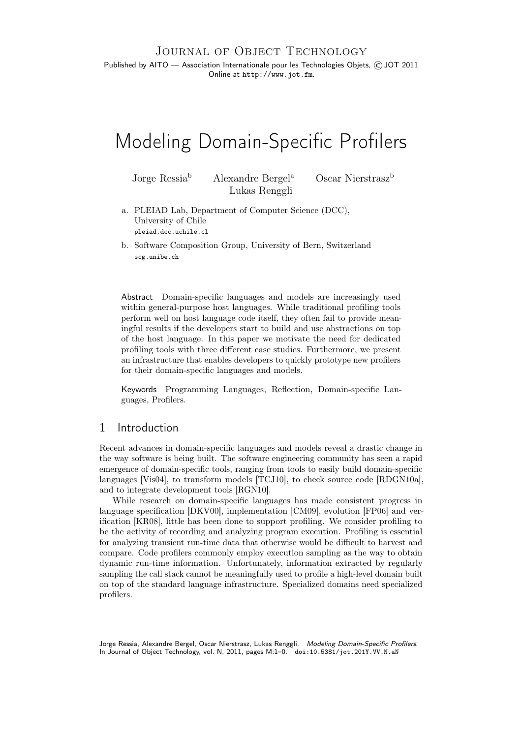Journal of Object Technology

Published by AITO — Association Internationale pour les Technologies Objets, © JOT 2011

Online at http://www.jot.fm.

# Modeling Domain-Specific Profilers

Jorge Ressia[b] Alexandre Bergel[a] Oscar Nierstrasz[b] Lukas Renggli

a. PLEIAD Lab, Department of Computer Science (DCC), University of Chile
pleiad.dcc.uchile.cl

b. Software Composition Group, University of Bern, Switzerland
scg.unibe.ch

**Abstract** Domain-specific languages and models are increasingly used within general-purpose host languages. While traditional profiling tools perform well on host language code itself, they often fail to provide meaningful results if the developers start to build and use abstractions on top of the host language. In this paper we motivate the need for dedicated profiling tools with three different case studies. Furthermore, we present an infrastructure that enables developers to quickly prototype new profilers for their domain-specific languages and models.

**Keywords** Programming Languages, Reflection, Domain-specific Languages, Profilers.

## 1 Introduction

Recent advances in domain-specific languages and models reveal a drastic change in the way software is being built. The software engineering community has seen a rapid emergence of domain-specific tools, ranging from tools to easily build domain-specific languages [Vis04], to transform models [TCJ10], to check source code [RDGN10a], and to integrate development tools [RGN10].

While research on domain-specific languages has made consistent progress in language specification [DKV00], implementation [CM09], evolution [FP06] and verification [KR08], little has been done to support profiling. We consider profiling to be the activity of recording and analyzing program execution. Profiling is essential for analyzing transient run-time data that otherwise would be difficult to harvest and compare. Code profilers commonly employ execution sampling as the way to obtain dynamic run-time information. Unfortunately, information extracted by regularly sampling the call stack cannot be meaningfully used to profile a high-level domain built on top of the standard language infrastructure. Specialized domains need specialized profilers.

Jorge Ressia, Alexandre Bergel, Oscar Nierstrasz, Lukas Renggli. *Modeling Domain-Specific Profilers*. In Journal of Object Technology, vol. N, 2011, pages M:1–0. doi:10.5381/jot.201Y.VV.N.aN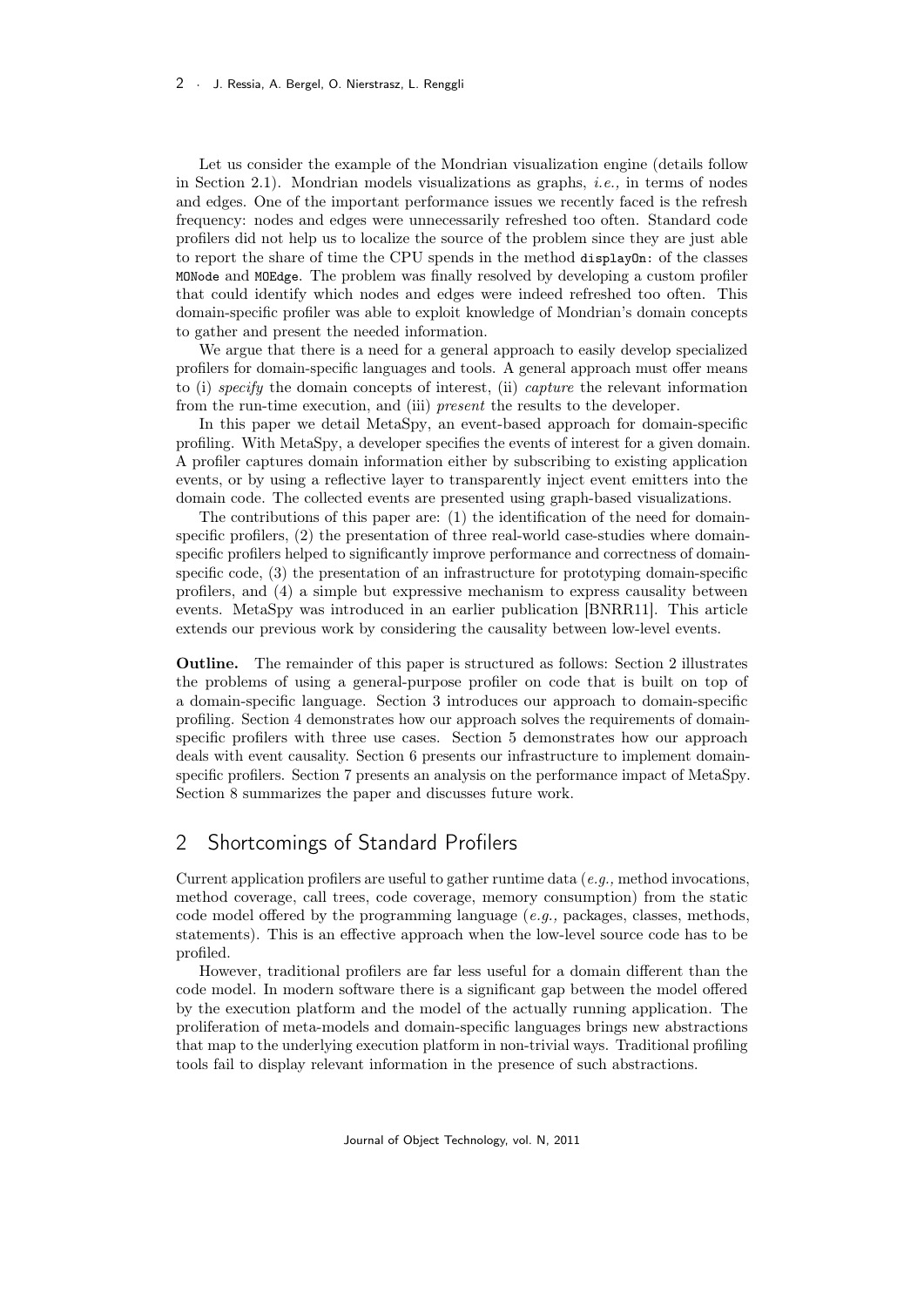Let us consider the example of the Mondrian visualization engine (details follow in Section 2.1). Mondrian models visualizations as graphs, *i.e.,* in terms of nodes and edges. One of the important performance issues we recently faced is the refresh frequency: nodes and edges were unnecessarily refreshed too often. Standard code profilers did not help us to localize the source of the problem since they are just able to report the share of time the CPU spends in the method `displayOn:` of the classes `MONode` and `MOEdge`. The problem was finally resolved by developing a custom profiler that could identify which nodes and edges were indeed refreshed too often. This domain-specific profiler was able to exploit knowledge of Mondrian's domain concepts to gather and present the needed information.

We argue that there is a need for a general approach to easily develop specialized profilers for domain-specific languages and tools. A general approach must offer means to (i) *specify* the domain concepts of interest, (ii) *capture* the relevant information from the run-time execution, and (iii) *present* the results to the developer.

In this paper we detail MetaSpy, an event-based approach for domain-specific profiling. With MetaSpy, a developer specifies the events of interest for a given domain. A profiler captures domain information either by subscribing to existing application events, or by using a reflective layer to transparently inject event emitters into the domain code. The collected events are presented using graph-based visualizations.

The contributions of this paper are: (1) the identification of the need for domain-specific profilers, (2) the presentation of three real-world case-studies where domain-specific profilers helped to significantly improve performance and correctness of domain-specific code, (3) the presentation of an infrastructure for prototyping domain-specific profilers, and (4) a simple but expressive mechanism to express causality between events. MetaSpy was introduced in an earlier publication [BNRR11]. This article extends our previous work by considering the causality between low-level events.

**Outline.** The remainder of this paper is structured as follows: Section 2 illustrates the problems of using a general-purpose profiler on code that is built on top of a domain-specific language. Section 3 introduces our approach to domain-specific profiling. Section 4 demonstrates how our approach solves the requirements of domain-specific profilers with three use cases. Section 5 demonstrates how our approach deals with event causality. Section 6 presents our infrastructure to implement domain-specific profilers. Section 7 presents an analysis on the performance impact of MetaSpy. Section 8 summarizes the paper and discusses future work.

## 2 Shortcomings of Standard Profilers

Current application profilers are useful to gather runtime data (*e.g.,* method invocations, method coverage, call trees, code coverage, memory consumption) from the static code model offered by the programming language (*e.g.,* packages, classes, methods, statements). This is an effective approach when the low-level source code has to be profiled.

However, traditional profilers are far less useful for a domain different than the code model. In modern software there is a significant gap between the model offered by the execution platform and the model of the actually running application. The proliferation of meta-models and domain-specific languages brings new abstractions that map to the underlying execution platform in non-trivial ways. Traditional profiling tools fail to display relevant information in the presence of such abstractions.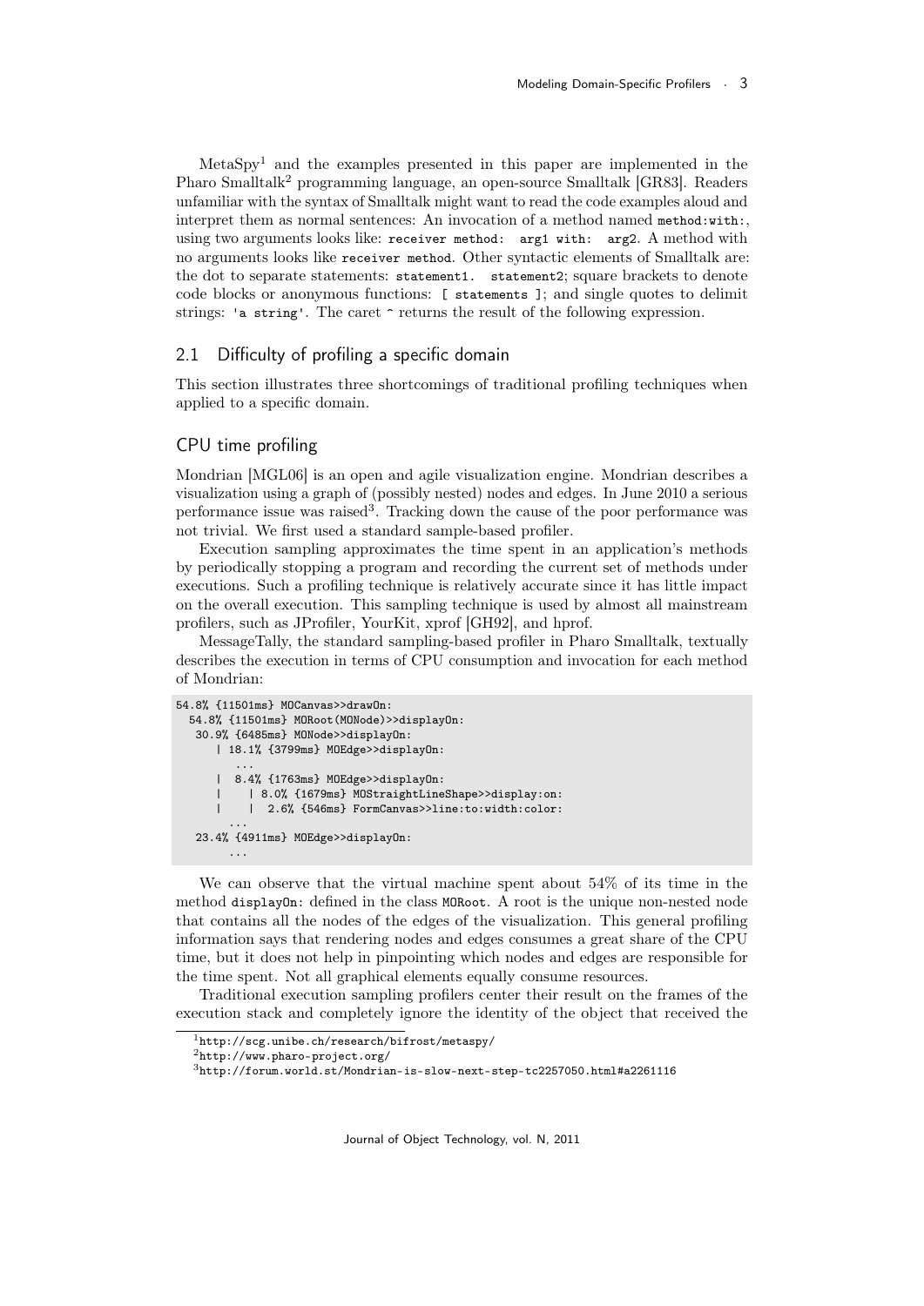MetaSpy[1] and the examples presented in this paper are implemented in the Pharo Smalltalk[2] programming language, an open-source Smalltalk [GR83]. Readers unfamiliar with the syntax of Smalltalk might want to read the code examples aloud and interpret them as normal sentences: An invocation of a method named `method:with:`, using two arguments looks like: `receiver method: arg1 with: arg2`. A method with no arguments looks like `receiver method`. Other syntactic elements of Smalltalk are: the dot to separate statements: `statement1. statement2`; square brackets to denote code blocks or anonymous functions: `[ statements ]`; and single quotes to delimit strings: `'a string'`. The caret `^` returns the result of the following expression.

## 2.1 Difficulty of profiling a specific domain

This section illustrates three shortcomings of traditional profiling techniques when applied to a specific domain.

### CPU time profiling

Mondrian [MGL06] is an open and agile visualization engine. Mondrian describes a visualization using a graph of (possibly nested) nodes and edges. In June 2010 a serious performance issue was raised[3]. Tracking down the cause of the poor performance was not trivial. We first used a standard sample-based profiler.

Execution sampling approximates the time spent in an application's methods by periodically stopping a program and recording the current set of methods under executions. Such a profiling technique is relatively accurate since it has little impact on the overall execution. This sampling technique is used by almost all mainstream profilers, such as JProfiler, YourKit, xprof [GH92], and hprof.

MessageTally, the standard sampling-based profiler in Pharo Smalltalk, textually describes the execution in terms of CPU consumption and invocation for each method of Mondrian:

```
54.8% {11501ms} MOCanvas>>drawOn:
  54.8% {11501ms} MORoot(MONode)>>displayOn:
   30.9% {6485ms} MONode>>displayOn:
     | 18.1% {3799ms} MOEdge>>displayOn:
         ...
     |  8.4% {1763ms} MOEdge>>displayOn:
     |    | 8.0% {1679ms} MOStraightLineShape>>display:on:
     |    |  2.6% {546ms} FormCanvas>>line:to:width:color:
       ...
   23.4% {4911ms} MOEdge>>displayOn:
       ...
```

We can observe that the virtual machine spent about 54% of its time in the method `displayOn:` defined in the class `MORoot`. A root is the unique non-nested node that contains all the nodes of the edges of the visualization. This general profiling information says that rendering nodes and edges consumes a great share of the CPU time, but it does not help in pinpointing which nodes and edges are responsible for the time spent. Not all graphical elements equally consume resources.

Traditional execution sampling profilers center their result on the frames of the execution stack and completely ignore the identity of the object that received the

[1] http://scg.unibe.ch/research/bifrost/metaspy/

[2] http://www.pharo-project.org/

[3] http://forum.world.st/Mondrian-is-slow-next-step-tc2257050.html#a2261116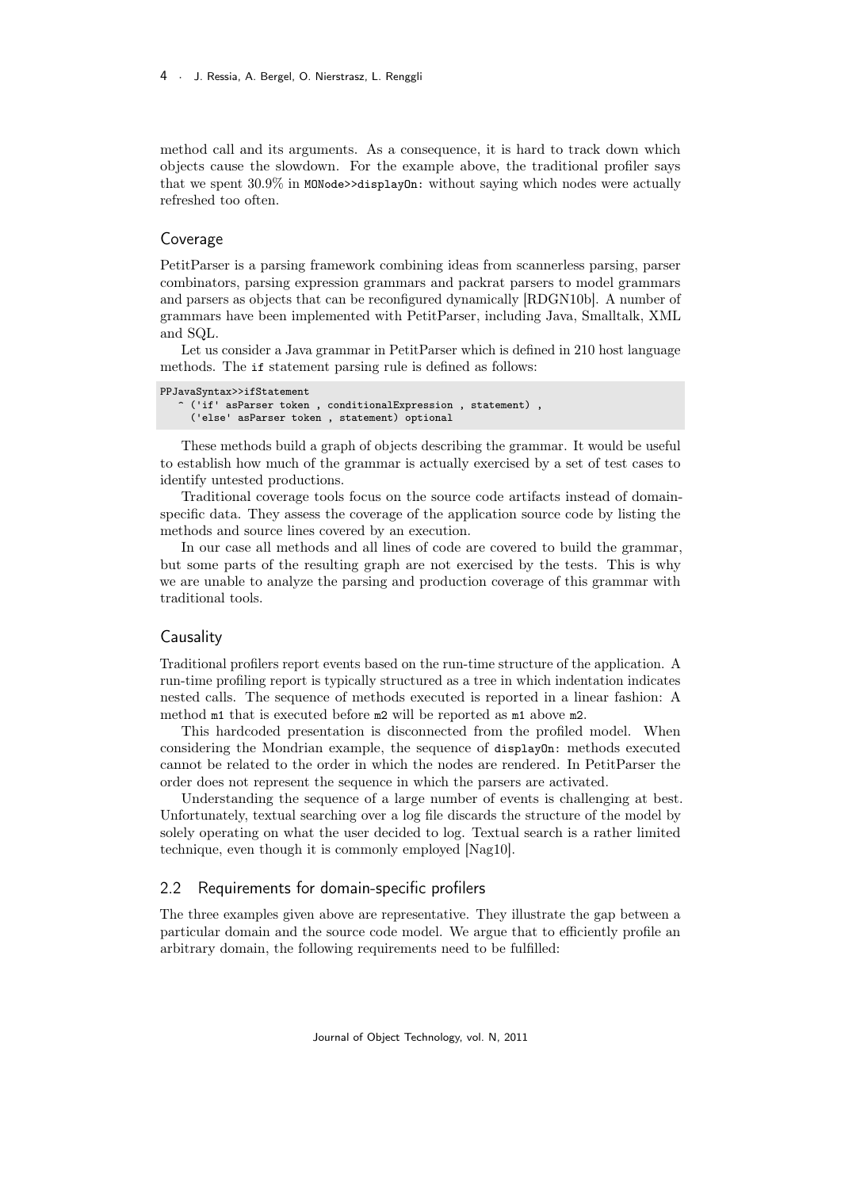method call and its arguments. As a consequence, it is hard to track down which objects cause the slowdown. For the example above, the traditional profiler says that we spent 30.9% in `MONode>>displayOn:` without saying which nodes were actually refreshed too often.

### Coverage

PetitParser is a parsing framework combining ideas from scannerless parsing, parser combinators, parsing expression grammars and packrat parsers to model grammars and parsers as objects that can be reconfigured dynamically [RDGN10b]. A number of grammars have been implemented with PetitParser, including Java, Smalltalk, XML and SQL.

Let us consider a Java grammar in PetitParser which is defined in 210 host language methods. The `if` statement parsing rule is defined as follows:

```
PPJavaSyntax>>ifStatement
   ^ ('if' asParser token , conditionalExpression , statement) ,
     ('else' asParser token , statement) optional
```

These methods build a graph of objects describing the grammar. It would be useful to establish how much of the grammar is actually exercised by a set of test cases to identify untested productions.

Traditional coverage tools focus on the source code artifacts instead of domain-specific data. They assess the coverage of the application source code by listing the methods and source lines covered by an execution.

In our case all methods and all lines of code are covered to build the grammar, but some parts of the resulting graph are not exercised by the tests. This is why we are unable to analyze the parsing and production coverage of this grammar with traditional tools.

### Causality

Traditional profilers report events based on the run-time structure of the application. A run-time profiling report is typically structured as a tree in which indentation indicates nested calls. The sequence of methods executed is reported in a linear fashion: A method `m1` that is executed before `m2` will be reported as `m1` above `m2`.

This hardcoded presentation is disconnected from the profiled model. When considering the Mondrian example, the sequence of `displayOn:` methods executed cannot be related to the order in which the nodes are rendered. In PetitParser the order does not represent the sequence in which the parsers are activated.

Understanding the sequence of a large number of events is challenging at best. Unfortunately, textual searching over a log file discards the structure of the model by solely operating on what the user decided to log. Textual search is a rather limited technique, even though it is commonly employed [Nag10].

## 2.2 Requirements for domain-specific profilers

The three examples given above are representative. They illustrate the gap between a particular domain and the source code model. We argue that to efficiently profile an arbitrary domain, the following requirements need to be fulfilled: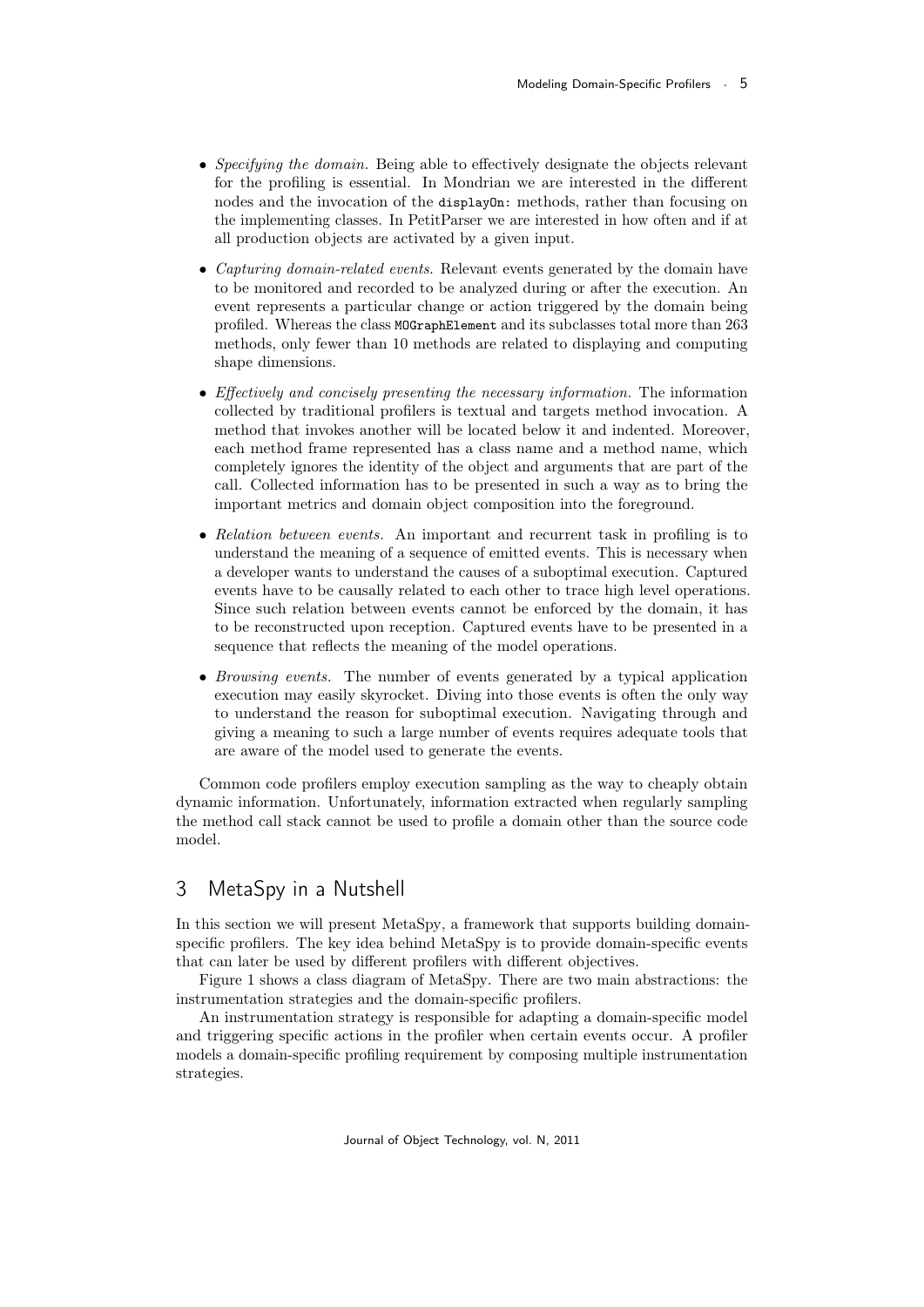- *Specifying the domain.* Being able to effectively designate the objects relevant for the profiling is essential. In Mondrian we are interested in the different nodes and the invocation of the `displayOn:` methods, rather than focusing on the implementing classes. In PetitParser we are interested in how often and if at all production objects are activated by a given input.
- *Capturing domain-related events.* Relevant events generated by the domain have to be monitored and recorded to be analyzed during or after the execution. An event represents a particular change or action triggered by the domain being profiled. Whereas the class `MOGraphElement` and its subclasses total more than 263 methods, only fewer than 10 methods are related to displaying and computing shape dimensions.
- *Effectively and concisely presenting the necessary information.* The information collected by traditional profilers is textual and targets method invocation. A method that invokes another will be located below it and indented. Moreover, each method frame represented has a class name and a method name, which completely ignores the identity of the object and arguments that are part of the call. Collected information has to be presented in such a way as to bring the important metrics and domain object composition into the foreground.
- *Relation between events.* An important and recurrent task in profiling is to understand the meaning of a sequence of emitted events. This is necessary when a developer wants to understand the causes of a suboptimal execution. Captured events have to be causally related to each other to trace high level operations. Since such relation between events cannot be enforced by the domain, it has to be reconstructed upon reception. Captured events have to be presented in a sequence that reflects the meaning of the model operations.
- *Browsing events.* The number of events generated by a typical application execution may easily skyrocket. Diving into those events is often the only way to understand the reason for suboptimal execution. Navigating through and giving a meaning to such a large number of events requires adequate tools that are aware of the model used to generate the events.

Common code profilers employ execution sampling as the way to cheaply obtain dynamic information. Unfortunately, information extracted when regularly sampling the method call stack cannot be used to profile a domain other than the source code model.

## 3 MetaSpy in a Nutshell

In this section we will present MetaSpy, a framework that supports building domain-specific profilers. The key idea behind MetaSpy is to provide domain-specific events that can later be used by different profilers with different objectives.

Figure 1 shows a class diagram of MetaSpy. There are two main abstractions: the instrumentation strategies and the domain-specific profilers.

An instrumentation strategy is responsible for adapting a domain-specific model and triggering specific actions in the profiler when certain events occur. A profiler models a domain-specific profiling requirement by composing multiple instrumentation strategies.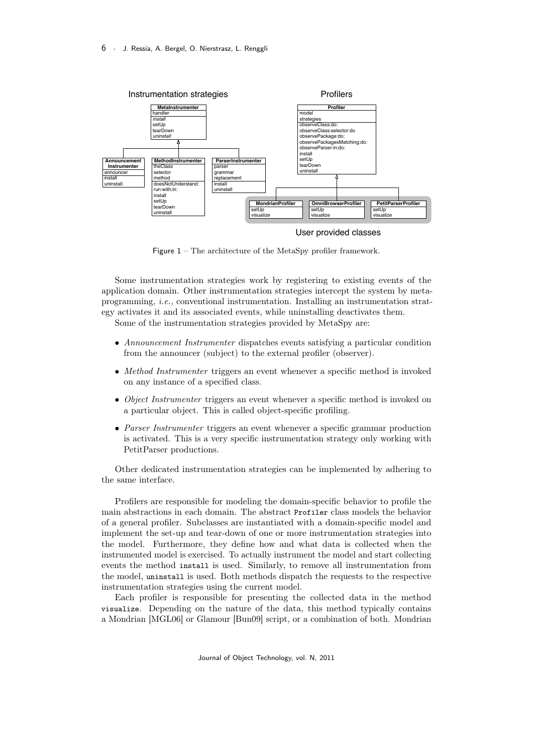Instrumentation strategies

Profilers

MetaInstrumenter
handler
*install*
setUp
tearDown
*uninstall*

Announcement Instrumenter
announcer
install
uninstall

MethodInstrumenter
theClass
selector
method
doesNotUnderstand:
run:with:in:
install
setUp
tearDown
uninstall

ParserInstrumenter
parser
grammar
replacement
install
uninstall

Profiler
model
strategies
observeClass:do:
observeClass:selector:do
observePackage:do:
observePackagesMatching:do:
observeParser:in:do:
install
setUp
tearDown
uninstall

MondrianProfiler
setUp
visualize

OmniBrowserProfiler
setUp
visualize

PetitParserProfiler
setUp
visualize

User provided classes

Figure 1 – The architecture of the MetaSpy profiler framework.

Some instrumentation strategies work by registering to existing events of the application domain. Other instrumentation strategies intercept the system by meta-programming, *i.e.,* conventional instrumentation. Installing an instrumentation strategy activates it and its associated events, while uninstalling deactivates them.

Some of the instrumentation strategies provided by MetaSpy are:

- *Announcement Instrumenter* dispatches events satisfying a particular condition from the announcer (subject) to the external profiler (observer).
- *Method Instrumenter* triggers an event whenever a specific method is invoked on any instance of a specified class.
- *Object Instrumenter* triggers an event whenever a specific method is invoked on a particular object. This is called object-specific profiling.
- *Parser Instrumenter* triggers an event whenever a specific grammar production is activated. This is a very specific instrumentation strategy only working with PetitParser productions.

Other dedicated instrumentation strategies can be implemented by adhering to the same interface.

Profilers are responsible for modeling the domain-specific behavior to profile the main abstractions in each domain. The abstract `Profiler` class models the behavior of a general profiler. Subclasses are instantiated with a domain-specific model and implement the set-up and tear-down of one or more instrumentation strategies into the model. Furthermore, they define how and what data is collected when the instrumented model is exercised. To actually instrument the model and start collecting events the method `install` is used. Similarly, to remove all instrumentation from the model, `uninstall` is used. Both methods dispatch the requests to the respective instrumentation strategies using the current model.

Each profiler is responsible for presenting the collected data in the method `visualize`. Depending on the nature of the data, this method typically contains a Mondrian [MGL06] or Glamour [Bun09] script, or a combination of both. Mondrian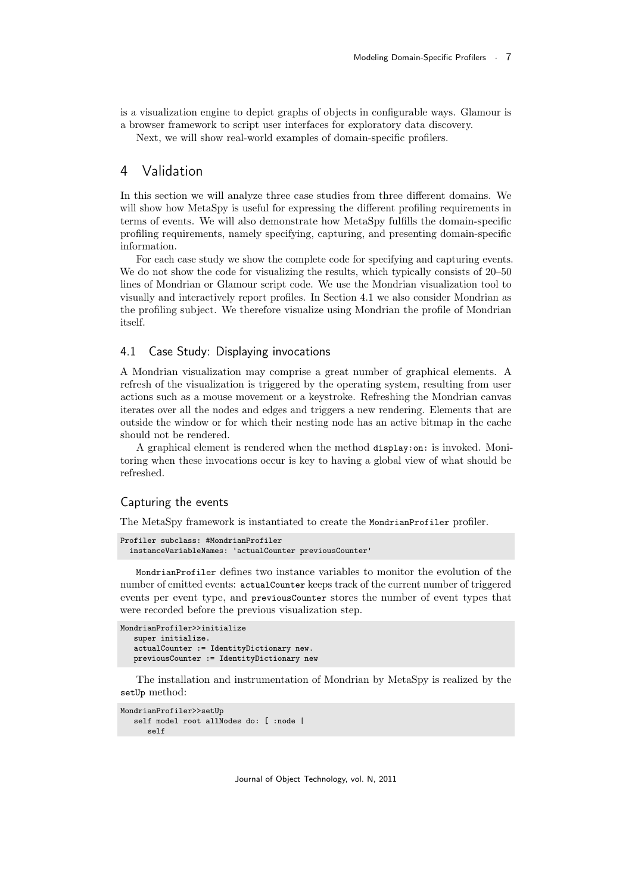is a visualization engine to depict graphs of objects in configurable ways. Glamour is a browser framework to script user interfaces for exploratory data discovery.

Next, we will show real-world examples of domain-specific profilers.

# 4 Validation

In this section we will analyze three case studies from three different domains. We will show how MetaSpy is useful for expressing the different profiling requirements in terms of events. We will also demonstrate how MetaSpy fulfills the domain-specific profiling requirements, namely specifying, capturing, and presenting domain-specific information.

For each case study we show the complete code for specifying and capturing events. We do not show the code for visualizing the results, which typically consists of 20–50 lines of Mondrian or Glamour script code. We use the Mondrian visualization tool to visually and interactively report profiles. In Section 4.1 we also consider Mondrian as the profiling subject. We therefore visualize using Mondrian the profile of Mondrian itself.

## 4.1 Case Study: Displaying invocations

A Mondrian visualization may comprise a great number of graphical elements. A refresh of the visualization is triggered by the operating system, resulting from user actions such as a mouse movement or a keystroke. Refreshing the Mondrian canvas iterates over all the nodes and edges and triggers a new rendering. Elements that are outside the window or for which their nesting node has an active bitmap in the cache should not be rendered.

A graphical element is rendered when the method `display:on:` is invoked. Monitoring when these invocations occur is key to having a global view of what should be refreshed.

### Capturing the events

The MetaSpy framework is instantiated to create the `MondrianProfiler` profiler.

```
Profiler subclass: #MondrianProfiler
  instanceVariableNames: 'actualCounter previousCounter'
```

`MondrianProfiler` defines two instance variables to monitor the evolution of the number of emitted events: `actualCounter` keeps track of the current number of triggered events per event type, and `previousCounter` stores the number of event types that were recorded before the previous visualization step.

```
MondrianProfiler>>initialize
   super initialize.
   actualCounter := IdentityDictionary new.
   previousCounter := IdentityDictionary new
```

The installation and instrumentation of Mondrian by MetaSpy is realized by the `setUp` method:

```
MondrianProfiler>>setUp
   self model root allNodes do: [ :node |
      self
```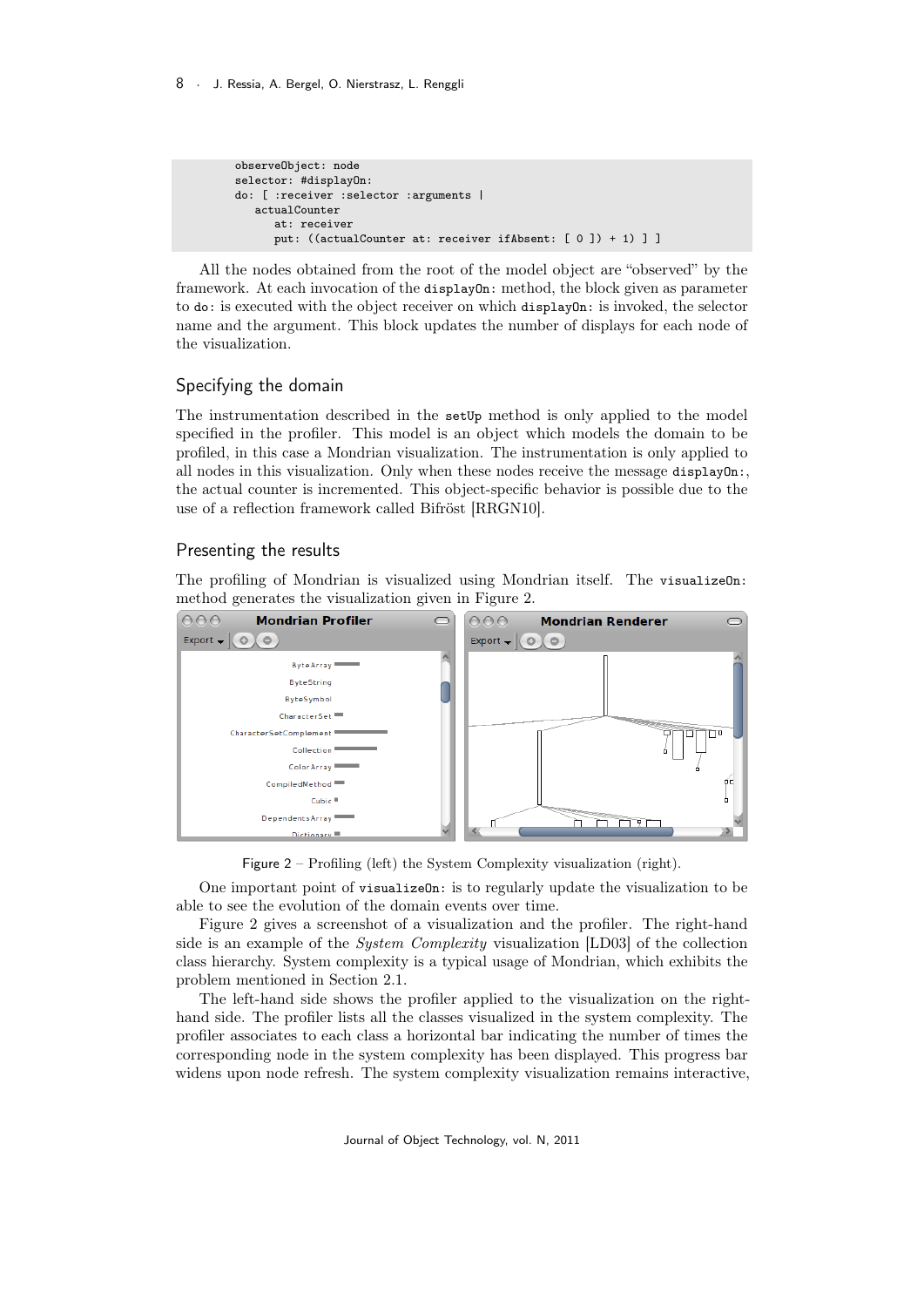```
observeObject: node
selector: #displayOn:
do: [ :receiver :selector :arguments |
   actualCounter
      at: receiver
      put: ((actualCounter at: receiver ifAbsent: [ 0 ]) + 1) ] ]
```

All the nodes obtained from the root of the model object are "observed" by the framework. At each invocation of the `displayOn:` method, the block given as parameter to `do:` is executed with the object receiver on which `displayOn:` is invoked, the selector name and the argument. This block updates the number of displays for each node of the visualization.

## Specifying the domain

The instrumentation described in the `setUp` method is only applied to the model specified in the profiler. This model is an object which models the domain to be profiled, in this case a Mondrian visualization. The instrumentation is only applied to all nodes in this visualization. Only when these nodes receive the message `displayOn:`, the actual counter is incremented. This object-specific behavior is possible due to the use of a reflection framework called Bifröst [RRGN10].

## Presenting the results

The profiling of Mondrian is visualized using Mondrian itself. The `visualizeOn:` method generates the visualization given in Figure 2.

Figure 2 – Profiling (left) the System Complexity visualization (right).

One important point of `visualizeOn:` is to regularly update the visualization to be able to see the evolution of the domain events over time.

Figure 2 gives a screenshot of a visualization and the profiler. The right-hand side is an example of the *System Complexity* visualization [LD03] of the collection class hierarchy. System complexity is a typical usage of Mondrian, which exhibits the problem mentioned in Section 2.1.

The left-hand side shows the profiler applied to the visualization on the right-hand side. The profiler lists all the classes visualized in the system complexity. The profiler associates to each class a horizontal bar indicating the number of times the corresponding node in the system complexity has been displayed. This progress bar widens upon node refresh. The system complexity visualization remains interactive,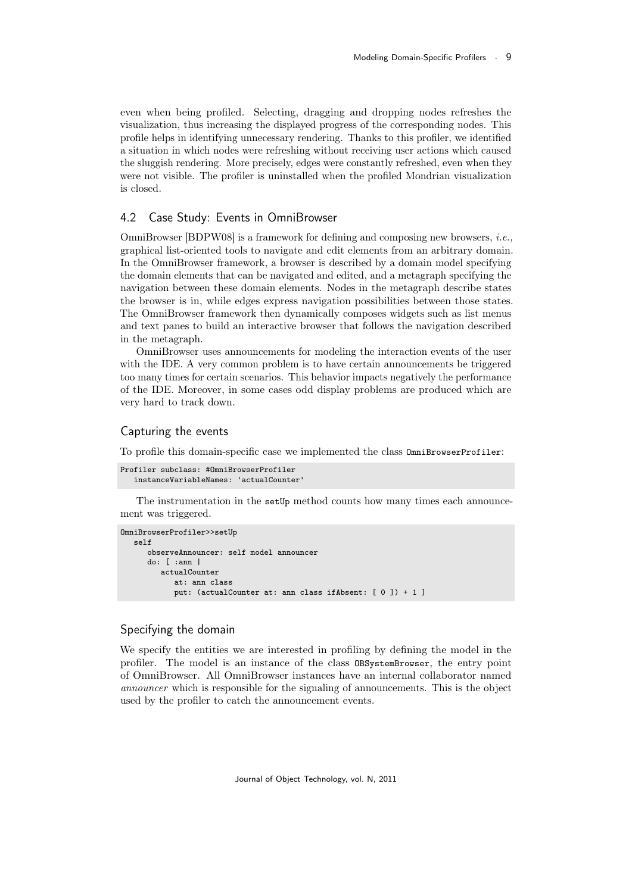even when being profiled. Selecting, dragging and dropping nodes refreshes the visualization, thus increasing the displayed progress of the corresponding nodes. This profile helps in identifying unnecessary rendering. Thanks to this profiler, we identified a situation in which nodes were refreshing without receiving user actions which caused the sluggish rendering. More precisely, edges were constantly refreshed, even when they were not visible. The profiler is uninstalled when the profiled Mondrian visualization is closed.

## 4.2 Case Study: Events in OmniBrowser

OmniBrowser [BDPW08] is a framework for defining and composing new browsers, *i.e.,* graphical list-oriented tools to navigate and edit elements from an arbitrary domain. In the OmniBrowser framework, a browser is described by a domain model specifying the domain elements that can be navigated and edited, and a metagraph specifying the navigation between these domain elements. Nodes in the metagraph describe states the browser is in, while edges express navigation possibilities between those states. The OmniBrowser framework then dynamically composes widgets such as list menus and text panes to build an interactive browser that follows the navigation described in the metagraph.

OmniBrowser uses announcements for modeling the interaction events of the user with the IDE. A very common problem is to have certain announcements be triggered too many times for certain scenarios. This behavior impacts negatively the performance of the IDE. Moreover, in some cases odd display problems are produced which are very hard to track down.

### Capturing the events

To profile this domain-specific case we implemented the class `OmniBrowserProfiler`:

```
Profiler subclass: #OmniBrowserProfiler
   instanceVariableNames: 'actualCounter'
```

The instrumentation in the `setUp` method counts how many times each announcement was triggered.

```
OmniBrowserProfiler>>setUp
   self
      observeAnnouncer: self model announcer
      do: [ :ann |
         actualCounter
            at: ann class
            put: (actualCounter at: ann class ifAbsent: [ 0 ]) + 1 ]
```

### Specifying the domain

We specify the entities we are interested in profiling by defining the model in the profiler. The model is an instance of the class `OBSystemBrowser`, the entry point of OmniBrowser. All OmniBrowser instances have an internal collaborator named *announcer* which is responsible for the signaling of announcements. This is the object used by the profiler to catch the announcement events.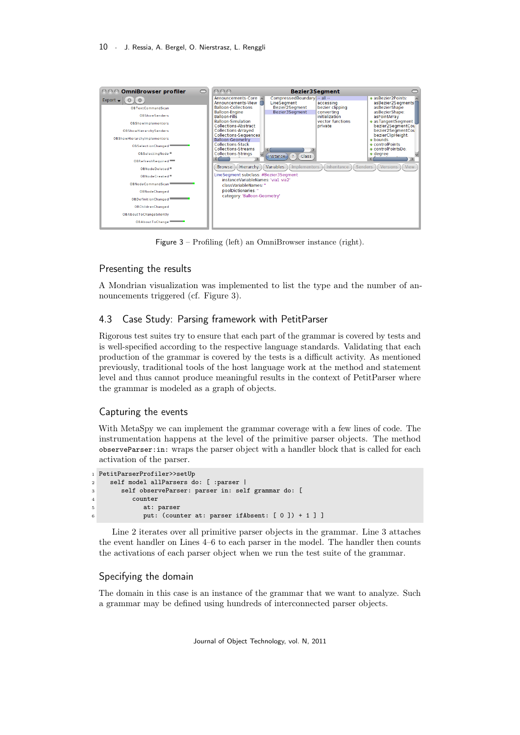Figure 3 – Profiling (left) an OmniBrowser instance (right).

### Presenting the results

A Mondrian visualization was implemented to list the type and the number of announcements triggered (cf. Figure 3).

## 4.3 Case Study: Parsing framework with PetitParser

Rigorous test suites try to ensure that each part of the grammar is covered by tests and is well-specified according to the respective language standards. Validating that each production of the grammar is covered by the tests is a difficult activity. As mentioned previously, traditional tools of the host language work at the method and statement level and thus cannot produce meaningful results in the context of PetitParser where the grammar is modeled as a graph of objects.

### Capturing the events

With MetaSpy we can implement the grammar coverage with a few lines of code. The instrumentation happens at the level of the primitive parser objects. The method `observeParser:in:` wraps the parser object with a handler block that is called for each activation of the parser.

```
PetitParserProfiler>>setUp
   self model allParsers do: [ :parser |
      self observeParser: parser in: self grammar do: [
         counter
            at: parser
            put: (counter at: parser ifAbsent: [ 0 ]) + 1 ] ]
```

Line 2 iterates over all primitive parser objects in the grammar. Line 3 attaches the event handler on Lines 4–6 to each parser in the model. The handler then counts the activations of each parser object when we run the test suite of the grammar.

### Specifying the domain

The domain in this case is an instance of the grammar that we want to analyze. Such a grammar may be defined using hundreds of interconnected parser objects.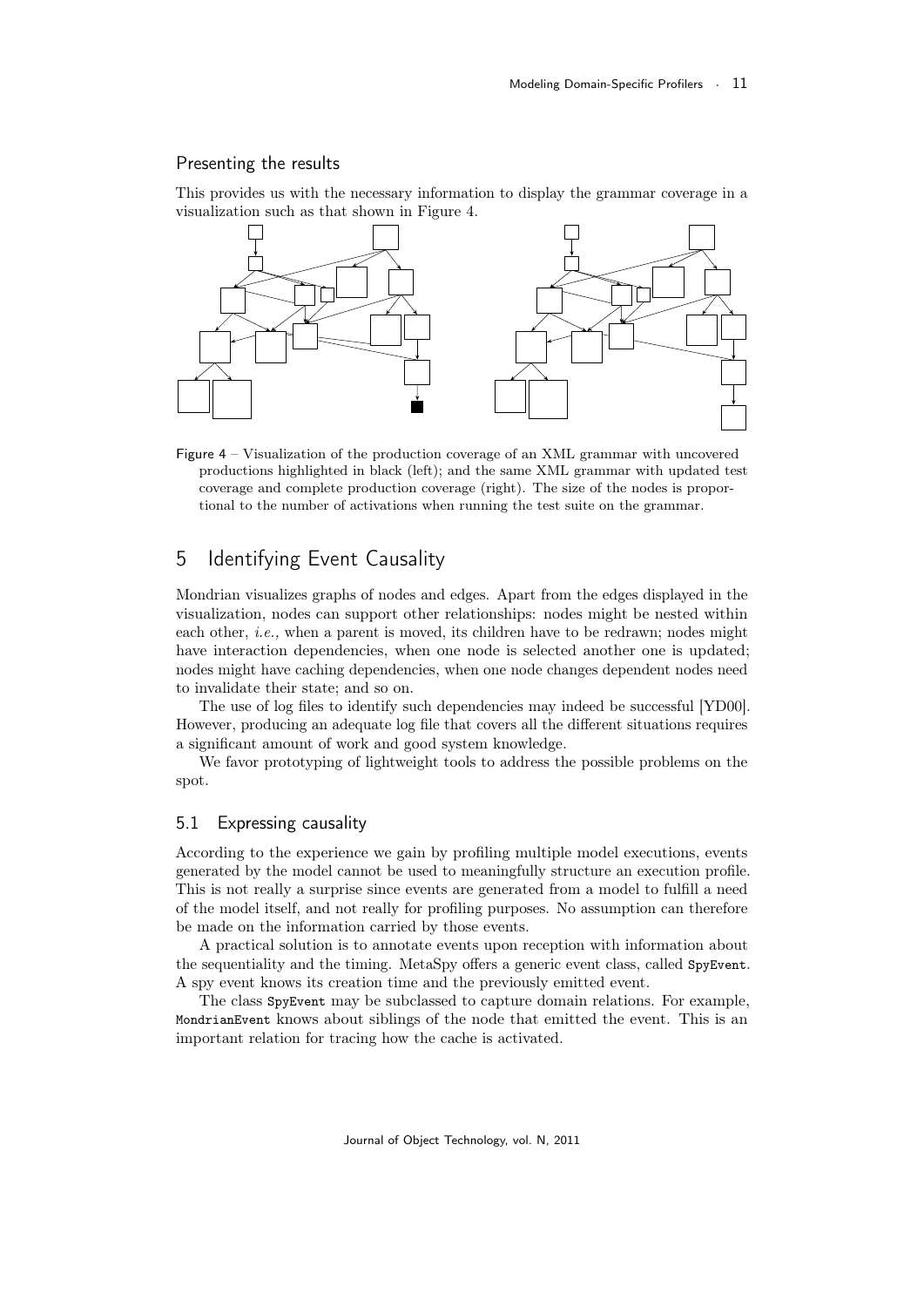### Presenting the results

This provides us with the necessary information to display the grammar coverage in a visualization such as that shown in Figure 4.

Figure 4 – Visualization of the production coverage of an XML grammar with uncovered productions highlighted in black (left); and the same XML grammar with updated test coverage and complete production coverage (right). The size of the nodes is proportional to the number of activations when running the test suite on the grammar.

## 5 Identifying Event Causality

Mondrian visualizes graphs of nodes and edges. Apart from the edges displayed in the visualization, nodes can support other relationships: nodes might be nested within each other, *i.e.,* when a parent is moved, its children have to be redrawn; nodes might have interaction dependencies, when one node is selected another one is updated; nodes might have caching dependencies, when one node changes dependent nodes need to invalidate their state; and so on.

The use of log files to identify such dependencies may indeed be successful [YD00]. However, producing an adequate log file that covers all the different situations requires a significant amount of work and good system knowledge.

We favor prototyping of lightweight tools to address the possible problems on the spot.

### 5.1 Expressing causality

According to the experience we gain by profiling multiple model executions, events generated by the model cannot be used to meaningfully structure an execution profile. This is not really a surprise since events are generated from a model to fulfill a need of the model itself, and not really for profiling purposes. No assumption can therefore be made on the information carried by those events.

A practical solution is to annotate events upon reception with information about the sequentiality and the timing. MetaSpy offers a generic event class, called `SpyEvent`. A spy event knows its creation time and the previously emitted event.

The class `SpyEvent` may be subclassed to capture domain relations. For example, `MondrianEvent` knows about siblings of the node that emitted the event. This is an important relation for tracing how the cache is activated.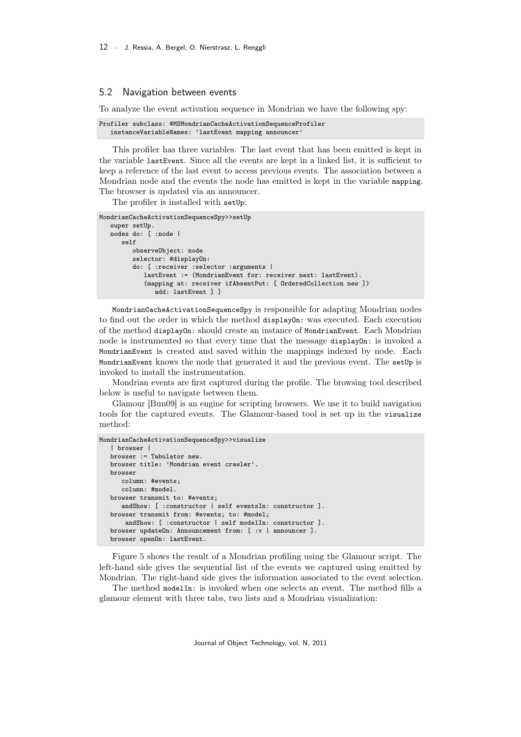## 5.2 Navigation between events

To analyze the event activation sequence in Mondrian we have the following spy:

```
Profiler subclass: #MSMondrianCacheActivationSequenceProfiler
   instanceVariableNames: 'lastEvent mapping announcer'
```

This profiler has three variables. The last event that has been emitted is kept in the variable `lastEvent`. Since all the events are kept in a linked list, it is sufficient to keep a reference of the last event to access previous events. The association between a Mondrian node and the events the node has emitted is kept in the variable `mapping`. The browser is updated via an announcer.

The profiler is installed with `setUp`:

```
MondrianCacheActivationSequenceSpy>>setUp
   super setUp.
   nodes do: [ :node |
      self
         observeObject: node
         selector: #displayOn:
         do: [ :receiver :selector :arguments |
            lastEvent := (MondrianEvent for: receiver next: lastEvent).
            (mapping at: receiver ifAbsentPut: [ OrderedCollection new ])
               add: lastEvent ] ]
```

`MondrianCacheActivationSequenceSpy` is responsible for adapting Mondrian nodes to find out the order in which the method `displayOn:` was executed. Each execution of the method `displayOn:` should create an instance of `MondrianEvent`. Each Mondrian node is instrumented so that every time that the message `displayOn:` is invoked a `MondrianEvent` is created and saved within the mappings indexed by node. Each `MondrianEvent` knows the node that generated it and the previous event. The `setUp` is invoked to install the instrumentation.

Mondrian events are first captured during the profile. The browsing tool described below is useful to navigate between them.

Glamour [Bun09] is an engine for scripting browsers. We use it to build navigation tools for the captured events. The Glamour-based tool is set up in the `visualize` method:

```
MondrianCacheActivationSequenceSpy>>visualize
   | browser |
   browser := Tabulator new.
   browser title: 'Mondrian event crawler'.
   browser
      column: #events;
      column: #model.
   browser transmit to: #events;
      andShow: [ :constructor | self eventsIn: constructor ].
   browser transmit from: #events; to: #model;
       andShow: [ :constructor | self modelIn: constructor ].
   browser updateOn: Announcement from: [ :v | announcer ].
   browser openOn: lastEvent.
```

Figure 5 shows the result of a Mondrian profiling using the Glamour script. The left-hand side gives the sequential list of the events we captured using emitted by Mondrian. The right-hand side gives the information associated to the event selection.

The method `modelIn:` is invoked when one selects an event. The method fills a glamour element with three tabs, two lists and a Mondrian visualization: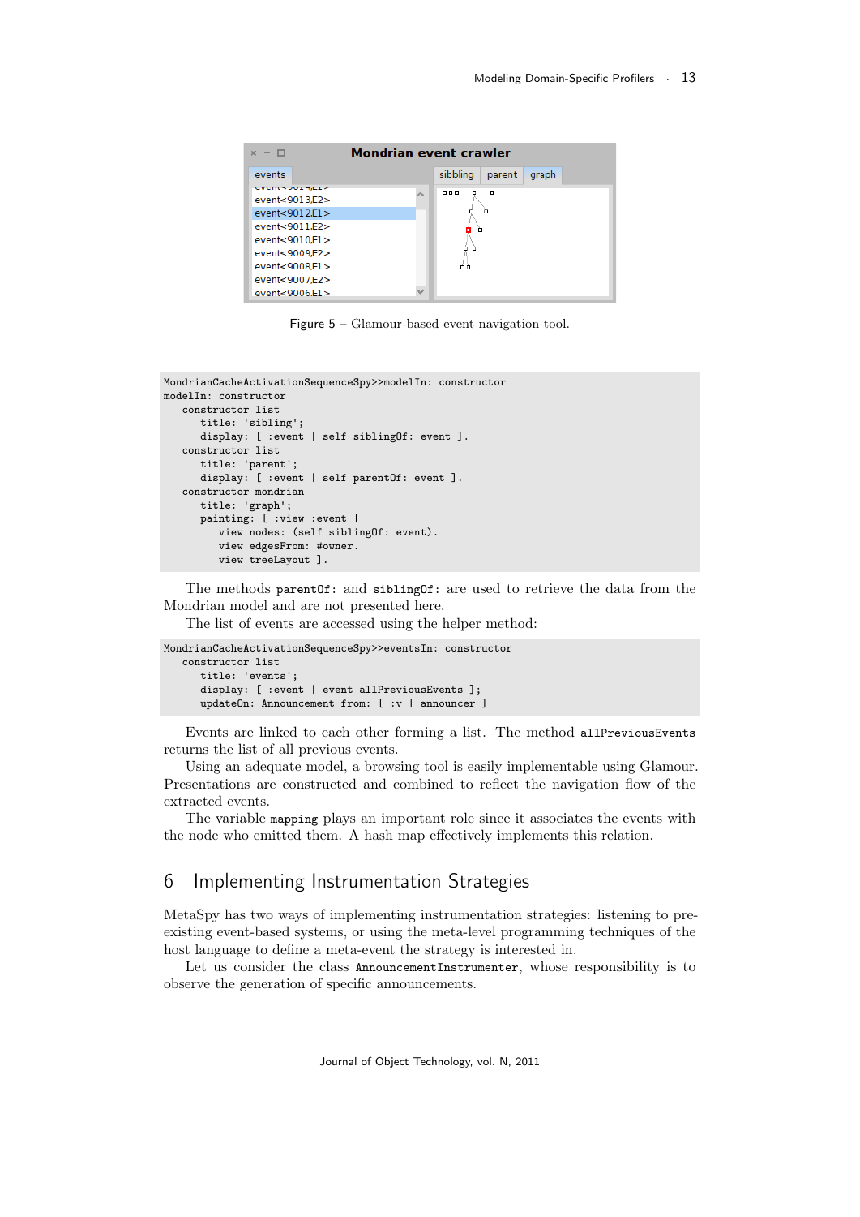Figure 5 – Glamour-based event navigation tool.

```
MondrianCacheActivationSequenceSpy>>modelIn: constructor
modelIn: constructor
   constructor list
      title: 'sibling';
      display: [ :event | self siblingOf: event ].
   constructor list
      title: 'parent';
      display: [ :event | self parentOf: event ].
   constructor mondrian
      title: 'graph';
      painting: [ :view :event |
         view nodes: (self siblingOf: event).
         view edgesFrom: #owner.
         view treeLayout ].
```

The methods `parentOf:` and `siblingOf:` are used to retrieve the data from the Mondrian model and are not presented here.

The list of events are accessed using the helper method:

```
MondrianCacheActivationSequenceSpy>>eventsIn: constructor
   constructor list
      title: 'events';
      display: [ :event | event allPreviousEvents ];
      updateOn: Announcement from: [ :v | announcer ]
```

Events are linked to each other forming a list. The method `allPreviousEvents` returns the list of all previous events.

Using an adequate model, a browsing tool is easily implementable using Glamour. Presentations are constructed and combined to reflect the navigation flow of the extracted events.

The variable `mapping` plays an important role since it associates the events with the node who emitted them. A hash map effectively implements this relation.

## 6 Implementing Instrumentation Strategies

MetaSpy has two ways of implementing instrumentation strategies: listening to pre-existing event-based systems, or using the meta-level programming techniques of the host language to define a meta-event the strategy is interested in.

Let us consider the class `AnnouncementInstrumenter`, whose responsibility is to observe the generation of specific announcements.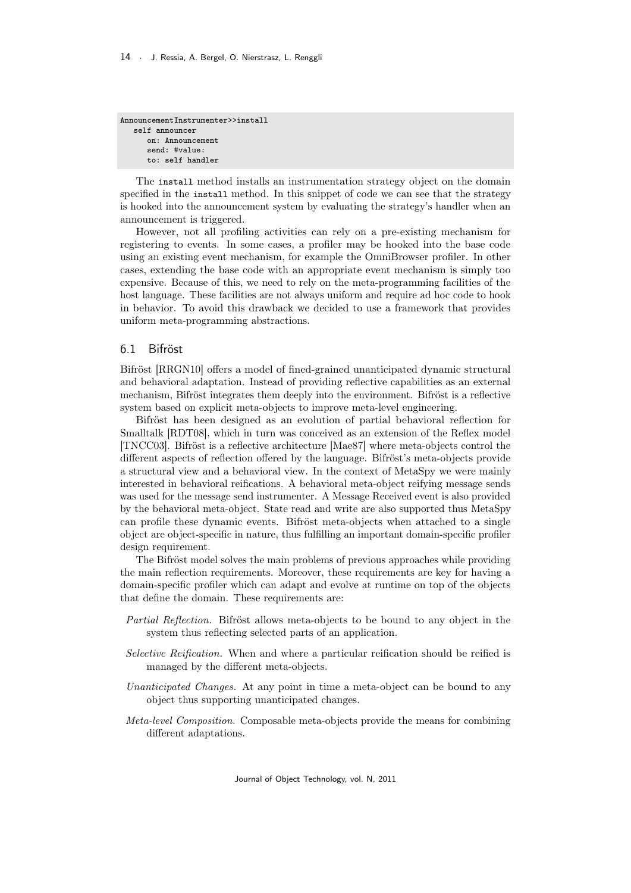```
AnnouncementInstrumenter>>install
   self announcer
      on: Announcement
      send: #value:
      to: self handler
```

The install method installs an instrumentation strategy object on the domain specified in the install method. In this snippet of code we can see that the strategy is hooked into the announcement system by evaluating the strategy's handler when an announcement is triggered.

However, not all profiling activities can rely on a pre-existing mechanism for registering to events. In some cases, a profiler may be hooked into the base code using an existing event mechanism, for example the OmniBrowser profiler. In other cases, extending the base code with an appropriate event mechanism is simply too expensive. Because of this, we need to rely on the meta-programming facilities of the host language. These facilities are not always uniform and require ad hoc code to hook in behavior. To avoid this drawback we decided to use a framework that provides uniform meta-programming abstractions.

## 6.1 Bifröst

Bifröst [RRGN10] offers a model of fined-grained unanticipated dynamic structural and behavioral adaptation. Instead of providing reflective capabilities as an external mechanism, Bifröst integrates them deeply into the environment. Bifröst is a reflective system based on explicit meta-objects to improve meta-level engineering.

Bifröst has been designed as an evolution of partial behavioral reflection for Smalltalk [RDT08], which in turn was conceived as an extension of the Reflex model [TNCC03]. Bifröst is a reflective architecture [Mae87] where meta-objects control the different aspects of reflection offered by the language. Bifröst's meta-objects provide a structural view and a behavioral view. In the context of MetaSpy we were mainly interested in behavioral reifications. A behavioral meta-object reifying message sends was used for the message send instrumenter. A Message Received event is also provided by the behavioral meta-object. State read and write are also supported thus MetaSpy can profile these dynamic events. Bifröst meta-objects when attached to a single object are object-specific in nature, thus fulfilling an important domain-specific profiler design requirement.

The Bifröst model solves the main problems of previous approaches while providing the main reflection requirements. Moreover, these requirements are key for having a domain-specific profiler which can adapt and evolve at runtime on top of the objects that define the domain. These requirements are:

*Partial Reflection.* Bifröst allows meta-objects to be bound to any object in the system thus reflecting selected parts of an application.

*Selective Reification.* When and where a particular reification should be reified is managed by the different meta-objects.

*Unanticipated Changes.* At any point in time a meta-object can be bound to any object thus supporting unanticipated changes.

*Meta-level Composition.* Composable meta-objects provide the means for combining different adaptations.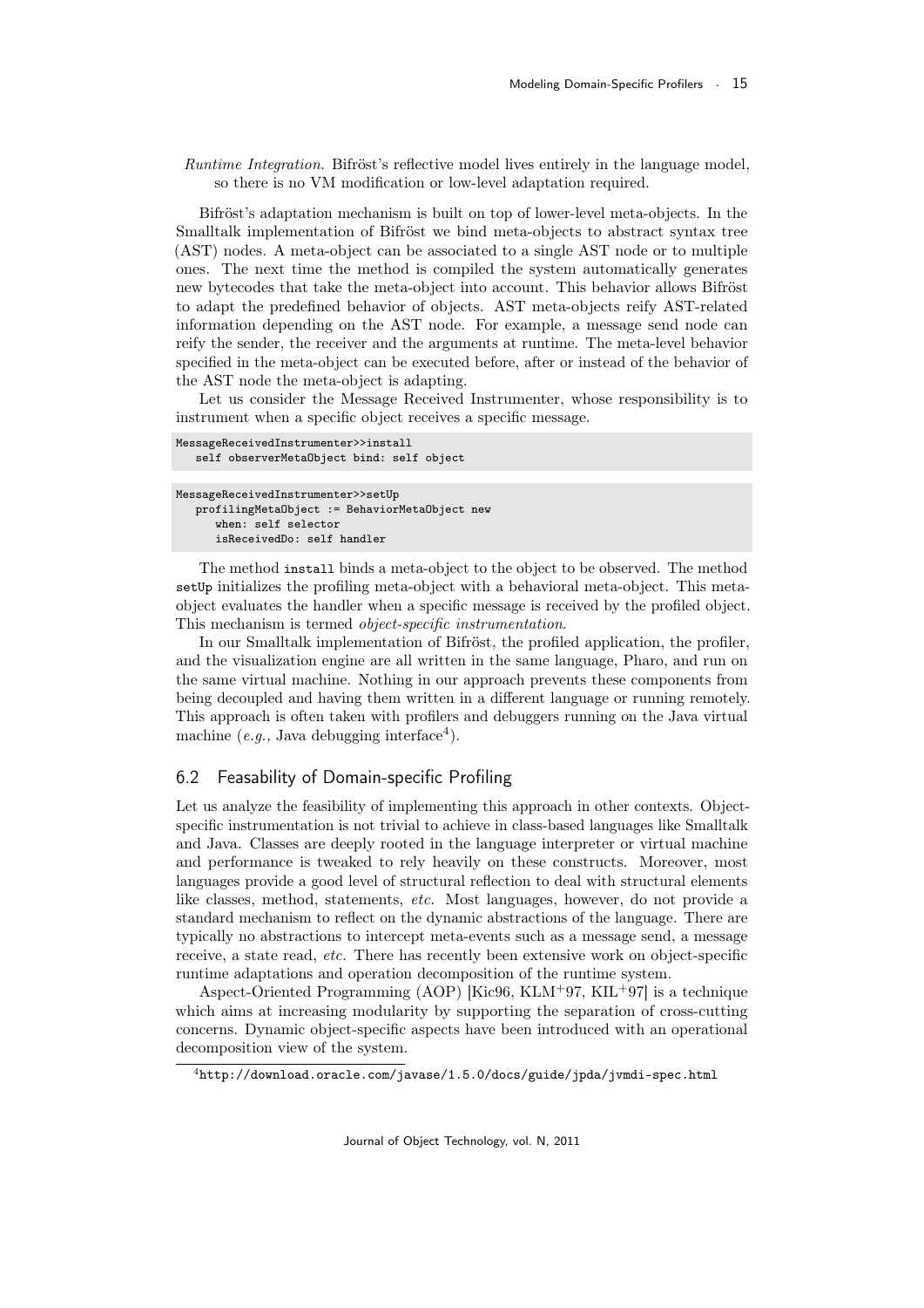*Runtime Integration.* Bifröst's reflective model lives entirely in the language model, so there is no VM modification or low-level adaptation required.

Bifröst's adaptation mechanism is built on top of lower-level meta-objects. In the Smalltalk implementation of Bifröst we bind meta-objects to abstract syntax tree (AST) nodes. A meta-object can be associated to a single AST node or to multiple ones. The next time the method is compiled the system automatically generates new bytecodes that take the meta-object into account. This behavior allows Bifröst to adapt the predefined behavior of objects. AST meta-objects reify AST-related information depending on the AST node. For example, a message send node can reify the sender, the receiver and the arguments at runtime. The meta-level behavior specified in the meta-object can be executed before, after or instead of the behavior of the AST node the meta-object is adapting.

Let us consider the Message Received Instrumenter, whose responsibility is to instrument when a specific object receives a specific message.

```
MessageReceivedInstrumenter>>install
   self observerMetaObject bind: self object
```

```
MessageReceivedInstrumenter>>setUp
   profilingMetaObject := BehaviorMetaObject new
      when: self selector
      isReceivedDo: self handler
```

The method `install` binds a meta-object to the object to be observed. The method `setUp` initializes the profiling meta-object with a behavioral meta-object. This meta-object evaluates the handler when a specific message is received by the profiled object. This mechanism is termed *object-specific instrumentation*.

In our Smalltalk implementation of Bifröst, the profiled application, the profiler, and the visualization engine are all written in the same language, Pharo, and run on the same virtual machine. Nothing in our approach prevents these components from being decoupled and having them written in a different language or running remotely. This approach is often taken with profilers and debuggers running on the Java virtual machine (*e.g.,* Java debugging interface[4]).

## 6.2 Feasability of Domain-specific Profiling

Let us analyze the feasibility of implementing this approach in other contexts. Object-specific instrumentation is not trivial to achieve in class-based languages like Smalltalk and Java. Classes are deeply rooted in the language interpreter or virtual machine and performance is tweaked to rely heavily on these constructs. Moreover, most languages provide a good level of structural reflection to deal with structural elements like classes, method, statements, *etc.* Most languages, however, do not provide a standard mechanism to reflect on the dynamic abstractions of the language. There are typically no abstractions to intercept meta-events such as a message send, a message receive, a state read, *etc.* There has recently been extensive work on object-specific runtime adaptations and operation decomposition of the runtime system.

Aspect-Oriented Programming (AOP) [Kic96, KLM+97, KIL+97] is a technique which aims at increasing modularity by supporting the separation of cross-cutting concerns. Dynamic object-specific aspects have been introduced with an operational decomposition view of the system.

[4] http://download.oracle.com/javase/1.5.0/docs/guide/jpda/jvmdi-spec.html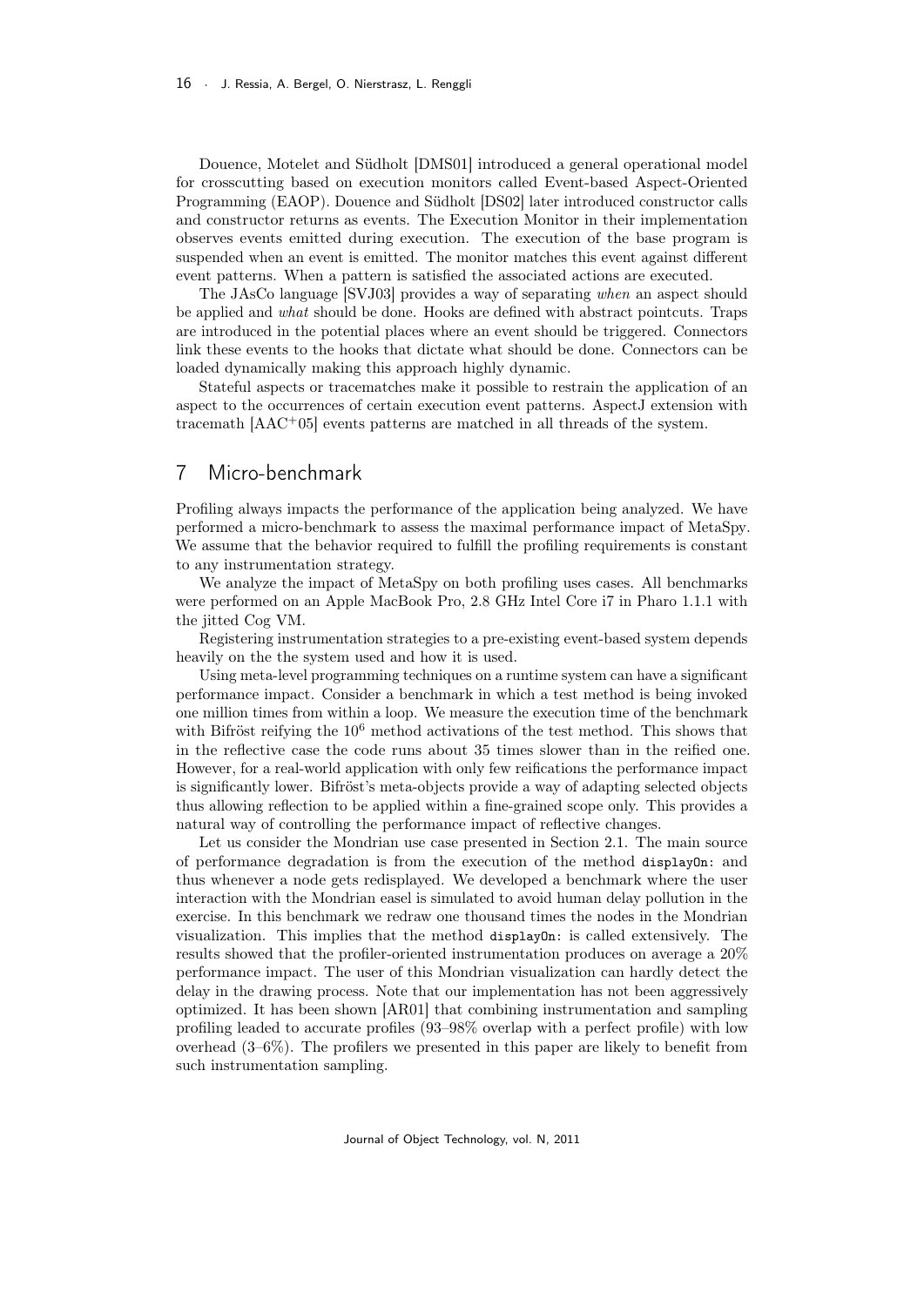Douence, Motelet and Südholt [DMS01] introduced a general operational model for crosscutting based on execution monitors called Event-based Aspect-Oriented Programming (EAOP). Douence and Südholt [DS02] later introduced constructor calls and constructor returns as events. The Execution Monitor in their implementation observes events emitted during execution. The execution of the base program is suspended when an event is emitted. The monitor matches this event against different event patterns. When a pattern is satisfied the associated actions are executed.

The JAsCo language [SVJ03] provides a way of separating *when* an aspect should be applied and *what* should be done. Hooks are defined with abstract pointcuts. Traps are introduced in the potential places where an event should be triggered. Connectors link these events to the hooks that dictate what should be done. Connectors can be loaded dynamically making this approach highly dynamic.

Stateful aspects or tracematches make it possible to restrain the application of an aspect to the occurrences of certain execution event patterns. AspectJ extension with tracemath [AAC+05] events patterns are matched in all threads of the system.

## 7 Micro-benchmark

Profiling always impacts the performance of the application being analyzed. We have performed a micro-benchmark to assess the maximal performance impact of MetaSpy. We assume that the behavior required to fulfill the profiling requirements is constant to any instrumentation strategy.

We analyze the impact of MetaSpy on both profiling uses cases. All benchmarks were performed on an Apple MacBook Pro, 2.8 GHz Intel Core i7 in Pharo 1.1.1 with the jitted Cog VM.

Registering instrumentation strategies to a pre-existing event-based system depends heavily on the the system used and how it is used.

Using meta-level programming techniques on a runtime system can have a significant performance impact. Consider a benchmark in which a test method is being invoked one million times from within a loop. We measure the execution time of the benchmark with Bifröst reifying the $10^6$ method activations of the test method. This shows that in the reflective case the code runs about 35 times slower than in the reified one. However, for a real-world application with only few reifications the performance impact is significantly lower. Bifröst's meta-objects provide a way of adapting selected objects thus allowing reflection to be applied within a fine-grained scope only. This provides a natural way of controlling the performance impact of reflective changes.

Let us consider the Mondrian use case presented in Section 2.1. The main source of performance degradation is from the execution of the method `displayOn:` and thus whenever a node gets redisplayed. We developed a benchmark where the user interaction with the Mondrian easel is simulated to avoid human delay pollution in the exercise. In this benchmark we redraw one thousand times the nodes in the Mondrian visualization. This implies that the method `displayOn:` is called extensively. The results showed that the profiler-oriented instrumentation produces on average a 20% performance impact. The user of this Mondrian visualization can hardly detect the delay in the drawing process. Note that our implementation has not been aggressively optimized. It has been shown [AR01] that combining instrumentation and sampling profiling leaded to accurate profiles (93–98% overlap with a perfect profile) with low overhead (3–6%). The profilers we presented in this paper are likely to benefit from such instrumentation sampling.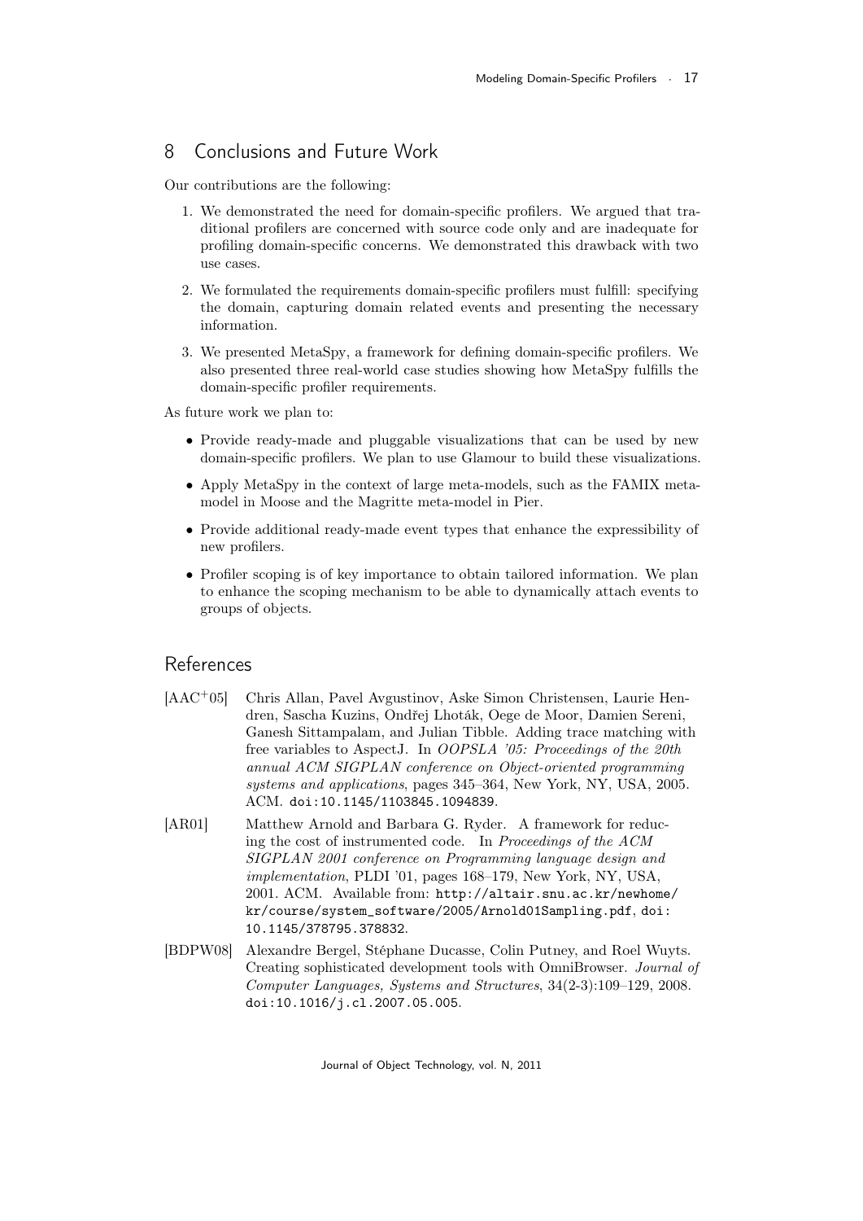## 8 Conclusions and Future Work

Our contributions are the following:

1. We demonstrated the need for domain-specific profilers. We argued that traditional profilers are concerned with source code only and are inadequate for profiling domain-specific concerns. We demonstrated this drawback with two use cases.
2. We formulated the requirements domain-specific profilers must fulfill: specifying the domain, capturing domain related events and presenting the necessary information.
3. We presented MetaSpy, a framework for defining domain-specific profilers. We also presented three real-world case studies showing how MetaSpy fulfills the domain-specific profiler requirements.

As future work we plan to:

- Provide ready-made and pluggable visualizations that can be used by new domain-specific profilers. We plan to use Glamour to build these visualizations.
- Apply MetaSpy in the context of large meta-models, such as the FAMIX meta-model in Moose and the Magritte meta-model in Pier.
- Provide additional ready-made event types that enhance the expressibility of new profilers.
- Profiler scoping is of key importance to obtain tailored information. We plan to enhance the scoping mechanism to be able to dynamically attach events to groups of objects.

## References

[AAC+05] Chris Allan, Pavel Avgustinov, Aske Simon Christensen, Laurie Hendren, Sascha Kuzins, Ondřej Lhoták, Oege de Moor, Damien Sereni, Ganesh Sittampalam, and Julian Tibble. Adding trace matching with free variables to AspectJ. In *OOPSLA '05: Proceedings of the 20th annual ACM SIGPLAN conference on Object-oriented programming systems and applications*, pages 345–364, New York, NY, USA, 2005. ACM. `doi:10.1145/1103845.1094839`.

[AR01] Matthew Arnold and Barbara G. Ryder. A framework for reducing the cost of instrumented code. In *Proceedings of the ACM SIGPLAN 2001 conference on Programming language design and implementation*, PLDI '01, pages 168–179, New York, NY, USA, 2001. ACM. Available from: `http://altair.snu.ac.kr/newhome/kr/course/system_software/2005/Arnold01Sampling.pdf`, `doi:10.1145/378795.378832`.

[BDPW08] Alexandre Bergel, Stéphane Ducasse, Colin Putney, and Roel Wuyts. Creating sophisticated development tools with OmniBrowser. *Journal of Computer Languages, Systems and Structures*, 34(2-3):109–129, 2008. `doi:10.1016/j.cl.2007.05.005`.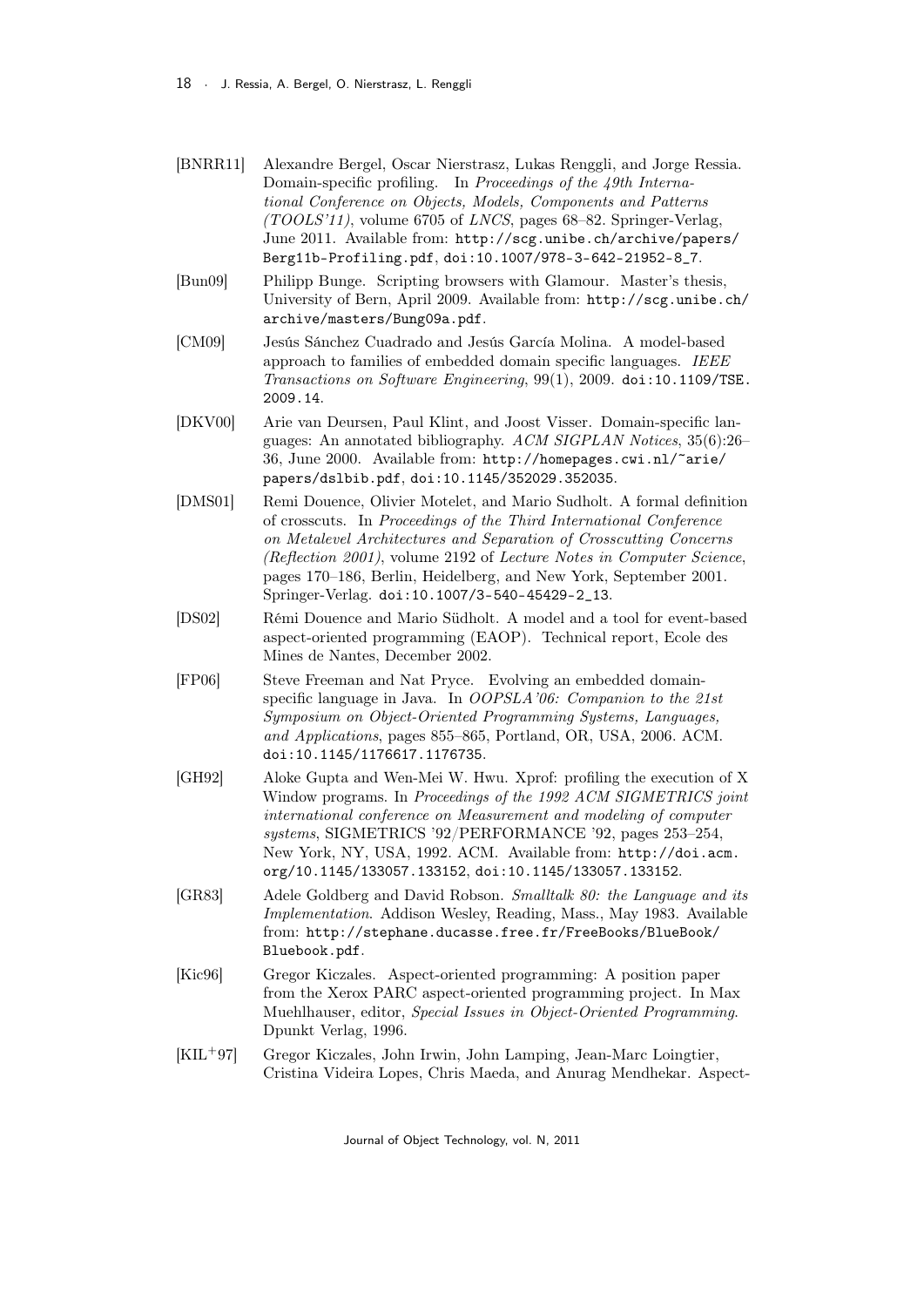- [BNRR11] Alexandre Bergel, Oscar Nierstrasz, Lukas Renggli, and Jorge Ressia. Domain-specific profiling. In *Proceedings of the 49th International Conference on Objects, Models, Components and Patterns (TOOLS'11)*, volume 6705 of *LNCS*, pages 68–82. Springer-Verlag, June 2011. Available from: `http://scg.unibe.ch/archive/papers/Berg11b-Profiling.pdf`, `doi:10.1007/978-3-642-21952-8_7`.
- [Bun09] Philipp Bunge. Scripting browsers with Glamour. Master's thesis, University of Bern, April 2009. Available from: `http://scg.unibe.ch/archive/masters/Bung09a.pdf`.
- [CM09] Jesús Sánchez Cuadrado and Jesús García Molina. A model-based approach to families of embedded domain specific languages. *IEEE Transactions on Software Engineering*, 99(1), 2009. `doi:10.1109/TSE.2009.14`.
- [DKV00] Arie van Deursen, Paul Klint, and Joost Visser. Domain-specific languages: An annotated bibliography. *ACM SIGPLAN Notices*, 35(6):26–36, June 2000. Available from: `http://homepages.cwi.nl/~arie/papers/dslbib.pdf`, `doi:10.1145/352029.352035`.
- [DMS01] Remi Douence, Olivier Motelet, and Mario Sudholt. A formal definition of crosscuts. In *Proceedings of the Third International Conference on Metalevel Architectures and Separation of Crosscutting Concerns (Reflection 2001)*, volume 2192 of *Lecture Notes in Computer Science*, pages 170–186, Berlin, Heidelberg, and New York, September 2001. Springer-Verlag. `doi:10.1007/3-540-45429-2_13`.
- [DS02] Rémi Douence and Mario Südholt. A model and a tool for event-based aspect-oriented programming (EAOP). Technical report, Ecole des Mines de Nantes, December 2002.
- [FP06] Steve Freeman and Nat Pryce. Evolving an embedded domain-specific language in Java. In *OOPSLA'06: Companion to the 21st Symposium on Object-Oriented Programming Systems, Languages, and Applications*, pages 855–865, Portland, OR, USA, 2006. ACM. `doi:10.1145/1176617.1176735`.
- [GH92] Aloke Gupta and Wen-Mei W. Hwu. Xprof: profiling the execution of X Window programs. In *Proceedings of the 1992 ACM SIGMETRICS joint international conference on Measurement and modeling of computer systems*, SIGMETRICS '92/PERFORMANCE '92, pages 253–254, New York, NY, USA, 1992. ACM. Available from: `http://doi.acm.org/10.1145/133057.133152`, `doi:10.1145/133057.133152`.
- [GR83] Adele Goldberg and David Robson. *Smalltalk 80: the Language and its Implementation*. Addison Wesley, Reading, Mass., May 1983. Available from: `http://stephane.ducasse.free.fr/FreeBooks/BlueBook/Bluebook.pdf`.
- [Kic96] Gregor Kiczales. Aspect-oriented programming: A position paper from the Xerox PARC aspect-oriented programming project. In Max Muehlhauser, editor, *Special Issues in Object-Oriented Programming*. Dpunkt Verlag, 1996.
- [KIL+97] Gregor Kiczales, John Irwin, John Lamping, Jean-Marc Loingtier, Cristina Videira Lopes, Chris Maeda, and Anurag Mendhekar. Aspect-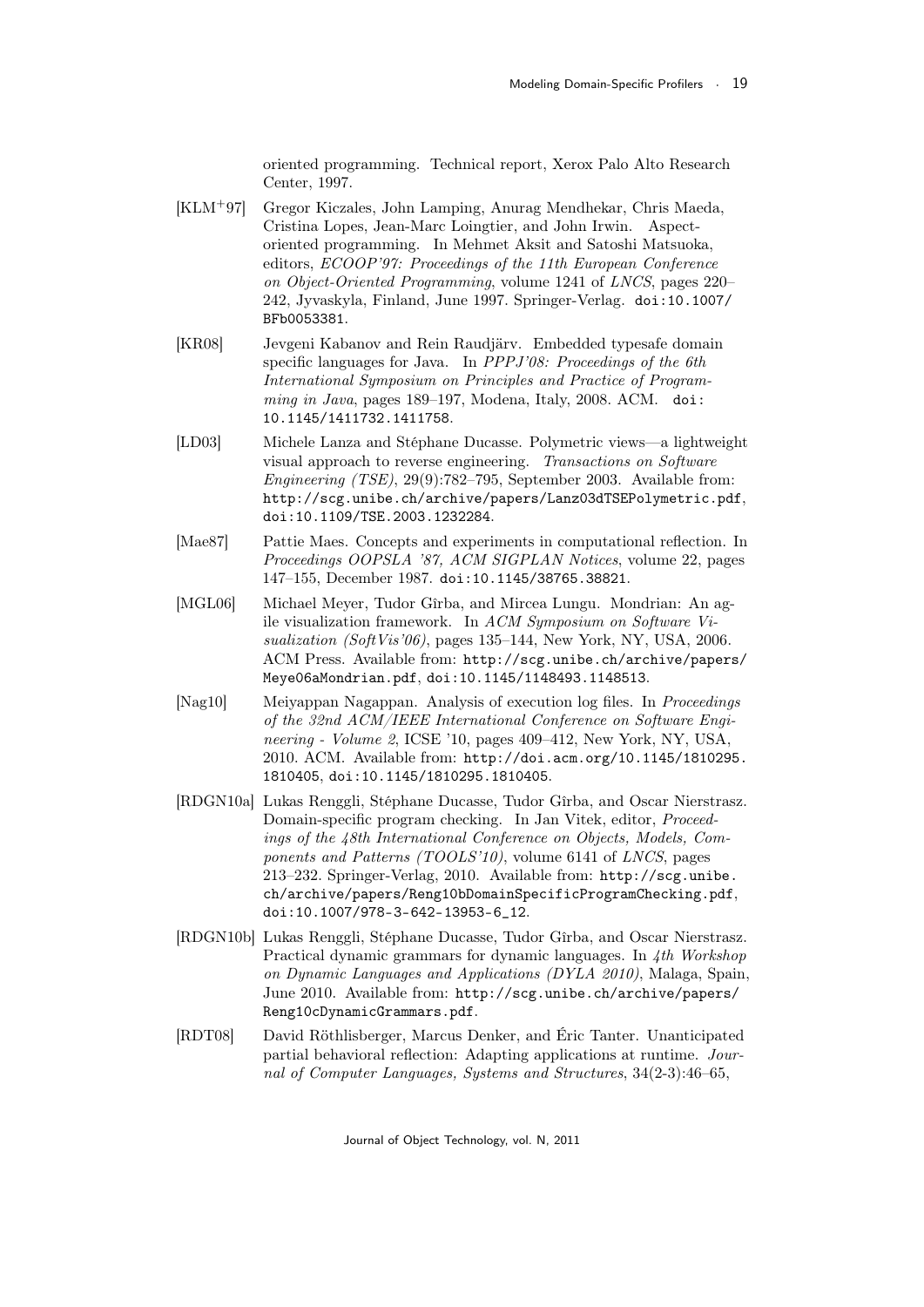oriented programming. Technical report, Xerox Palo Alto Research Center, 1997.

[KLM+97] Gregor Kiczales, John Lamping, Anurag Mendhekar, Chris Maeda, Cristina Lopes, Jean-Marc Loingtier, and John Irwin. Aspect-oriented programming. In Mehmet Aksit and Satoshi Matsuoka, editors, *ECOOP'97: Proceedings of the 11th European Conference on Object-Oriented Programming*, volume 1241 of *LNCS*, pages 220–242, Jyvaskyla, Finland, June 1997. Springer-Verlag. doi:10.1007/BFb0053381.

[KR08] Jevgeni Kabanov and Rein Raudjärv. Embedded typesafe domain specific languages for Java. In *PPPJ'08: Proceedings of the 6th International Symposium on Principles and Practice of Programming in Java*, pages 189–197, Modena, Italy, 2008. ACM. doi:10.1145/1411732.1411758.

[LD03] Michele Lanza and Stéphane Ducasse. Polymetric views—a lightweight visual approach to reverse engineering. *Transactions on Software Engineering (TSE)*, 29(9):782–795, September 2003. Available from: http://scg.unibe.ch/archive/papers/Lanz03dTSEPolymetric.pdf, doi:10.1109/TSE.2003.1232284.

[Mae87] Pattie Maes. Concepts and experiments in computational reflection. In *Proceedings OOPSLA '87, ACM SIGPLAN Notices*, volume 22, pages 147–155, December 1987. doi:10.1145/38765.38821.

[MGL06] Michael Meyer, Tudor Gîrba, and Mircea Lungu. Mondrian: An agile visualization framework. In *ACM Symposium on Software Visualization (SoftVis'06)*, pages 135–144, New York, NY, USA, 2006. ACM Press. Available from: http://scg.unibe.ch/archive/papers/Meye06aMondrian.pdf, doi:10.1145/1148493.1148513.

[Nag10] Meiyappan Nagappan. Analysis of execution log files. In *Proceedings of the 32nd ACM/IEEE International Conference on Software Engineering - Volume 2*, ICSE '10, pages 409–412, New York, NY, USA, 2010. ACM. Available from: http://doi.acm.org/10.1145/1810295.1810405, doi:10.1145/1810295.1810405.

[RDGN10a] Lukas Renggli, Stéphane Ducasse, Tudor Gîrba, and Oscar Nierstrasz. Domain-specific program checking. In Jan Vitek, editor, *Proceedings of the 48th International Conference on Objects, Models, Components and Patterns (TOOLS'10)*, volume 6141 of *LNCS*, pages 213–232. Springer-Verlag, 2010. Available from: http://scg.unibe.ch/archive/papers/Reng10bDomainSpecificProgramChecking.pdf, doi:10.1007/978-3-642-13953-6_12.

[RDGN10b] Lukas Renggli, Stéphane Ducasse, Tudor Gîrba, and Oscar Nierstrasz. Practical dynamic grammars for dynamic languages. In *4th Workshop on Dynamic Languages and Applications (DYLA 2010)*, Malaga, Spain, June 2010. Available from: http://scg.unibe.ch/archive/papers/Reng10cDynamicGrammars.pdf.

[RDT08] David Röthlisberger, Marcus Denker, and Éric Tanter. Unanticipated partial behavioral reflection: Adapting applications at runtime. *Journal of Computer Languages, Systems and Structures*, 34(2-3):46–65,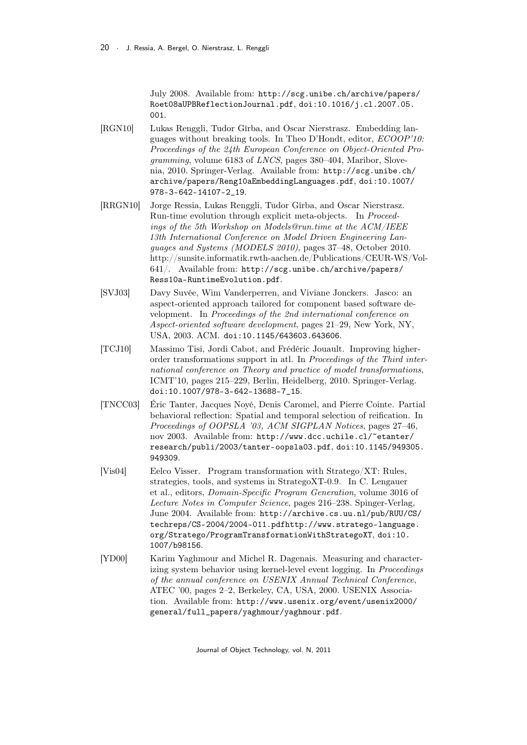July 2008. Available from: http://scg.unibe.ch/archive/papers/Roet08aUPBReflectionJournal.pdf, doi:10.1016/j.cl.2007.05.001.

[RGN10] Lukas Renggli, Tudor Gîrba, and Oscar Nierstrasz. Embedding languages without breaking tools. In Theo D'Hondt, editor, *ECOOP'10: Proceedings of the 24th European Conference on Object-Oriented Programming*, volume 6183 of *LNCS*, pages 380–404, Maribor, Slovenia, 2010. Springer-Verlag. Available from: http://scg.unibe.ch/archive/papers/Reng10aEmbeddingLanguages.pdf, doi:10.1007/978-3-642-14107-2_19.

[RRGN10] Jorge Ressia, Lukas Renggli, Tudor Gîrba, and Oscar Nierstrasz. Run-time evolution through explicit meta-objects. In *Proceedings of the 5th Workshop on Models@run.time at the ACM/IEEE 13th International Conference on Model Driven Engineering Languages and Systems (MODELS 2010)*, pages 37–48, October 2010. http://sunsite.informatik.rwth-aachen.de/Publications/CEUR-WS/Vol-641/. Available from: http://scg.unibe.ch/archive/papers/Ress10a-RuntimeEvolution.pdf.

[SVJ03] Davy Suvée, Wim Vanderperren, and Viviane Jonckers. Jasco: an aspect-oriented approach tailored for component based software development. In *Proceedings of the 2nd international conference on Aspect-oriented software development*, pages 21–29, New York, NY, USA, 2003. ACM. doi:10.1145/643603.643606.

[TCJ10] Massimo Tisi, Jordi Cabot, and Frédéric Jouault. Improving higher-order transformations support in atl. In *Proceedings of the Third international conference on Theory and practice of model transformations*, ICMT'10, pages 215–229, Berlin, Heidelberg, 2010. Springer-Verlag. doi:10.1007/978-3-642-13688-7_15.

[TNCC03] Éric Tanter, Jacques Noyé, Denis Caromel, and Pierre Cointe. Partial behavioral reflection: Spatial and temporal selection of reification. In *Proceedings of OOPSLA '03, ACM SIGPLAN Notices*, pages 27–46, nov 2003. Available from: http://www.dcc.uchile.cl/~etanter/research/publi/2003/tanter-oopsla03.pdf, doi:10.1145/949305.949309.

[Vis04] Eelco Visser. Program transformation with Stratego/XT: Rules, strategies, tools, and systems in StrategoXT-0.9. In C. Lengauer et al., editors, *Domain-Specific Program Generation*, volume 3016 of *Lecture Notes in Computer Science*, pages 216–238. Spinger-Verlag, June 2004. Available from: http://archive.cs.uu.nl/pub/RUU/CS/techreps/CS-2004/2004-011.pdfhttp://www.stratego-language.org/Stratego/ProgramTransformationWithStrategoXT, doi:10.1007/b98156.

[YD00] Karim Yaghmour and Michel R. Dagenais. Measuring and characterizing system behavior using kernel-level event logging. In *Proceedings of the annual conference on USENIX Annual Technical Conference*, ATEC '00, pages 2–2, Berkeley, CA, USA, 2000. USENIX Association. Available from: http://www.usenix.org/event/usenix2000/general/full_papers/yaghmour/yaghmour.pdf.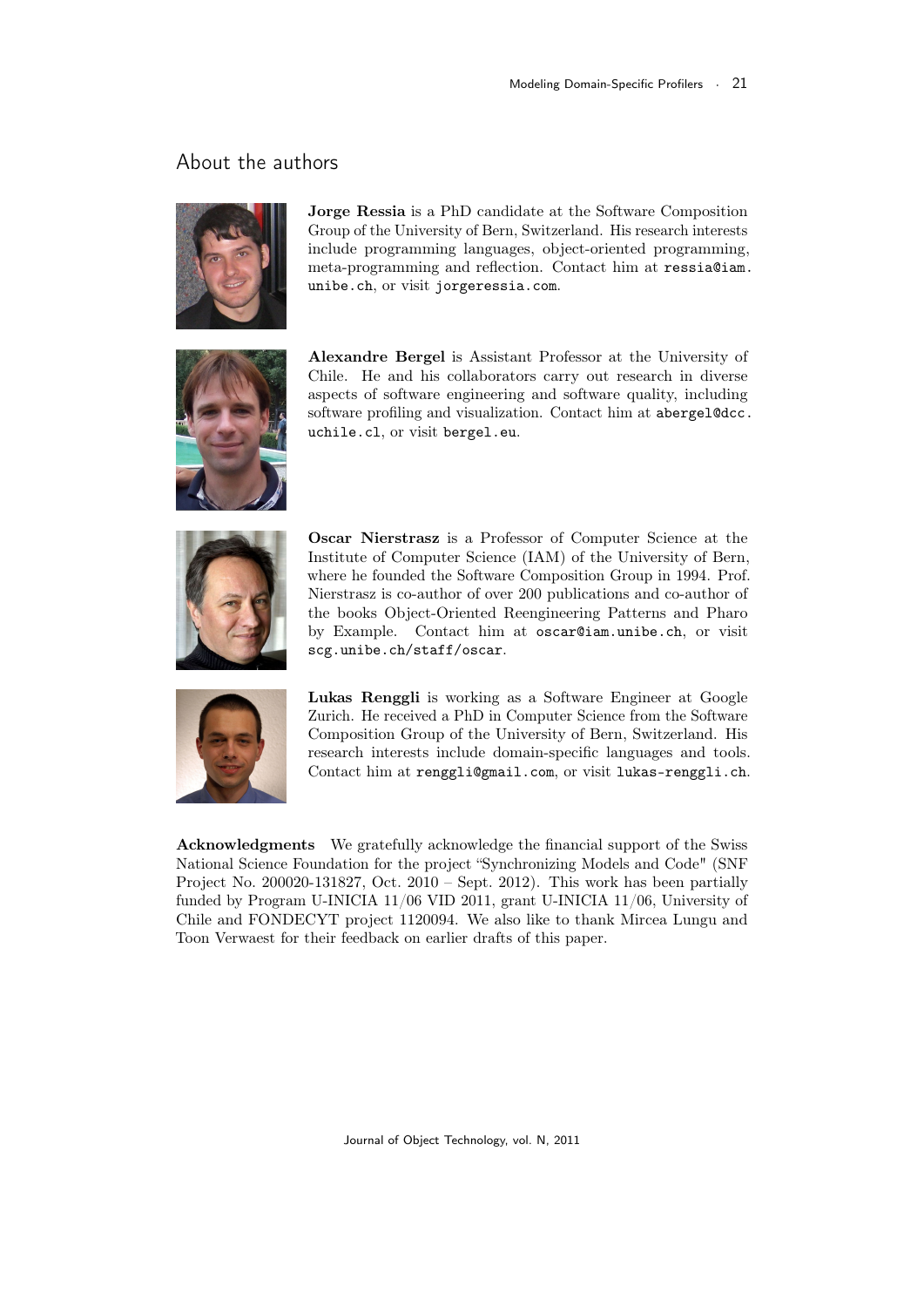## About the authors

**Jorge Ressia** is a PhD candidate at the Software Composition Group of the University of Bern, Switzerland. His research interests include programming languages, object-oriented programming, meta-programming and reflection. Contact him at `ressia@iam.unibe.ch`, or visit `jorgeressia.com`.

**Alexandre Bergel** is Assistant Professor at the University of Chile. He and his collaborators carry out research in diverse aspects of software engineering and software quality, including software profiling and visualization. Contact him at `abergel@dcc.uchile.cl`, or visit `bergel.eu`.

**Oscar Nierstrasz** is a Professor of Computer Science at the Institute of Computer Science (IAM) of the University of Bern, where he founded the Software Composition Group in 1994. Prof. Nierstrasz is co-author of over 200 publications and co-author of the books Object-Oriented Reengineering Patterns and Pharo by Example. Contact him at `oscar@iam.unibe.ch`, or visit `scg.unibe.ch/staff/oscar`.

**Lukas Renggli** is working as a Software Engineer at Google Zurich. He received a PhD in Computer Science from the Software Composition Group of the University of Bern, Switzerland. His research interests include domain-specific languages and tools. Contact him at `renggli@gmail.com`, or visit `lukas-renggli.ch`.

**Acknowledgments** We gratefully acknowledge the financial support of the Swiss National Science Foundation for the project "Synchronizing Models and Code" (SNF Project No. 200020-131827, Oct. 2010 – Sept. 2012). This work has been partially funded by Program U-INICIA 11/06 VID 2011, grant U-INICIA 11/06, University of Chile and FONDECYT project 1120094. We also like to thank Mircea Lungu and Toon Verwaest for their feedback on earlier drafts of this paper.